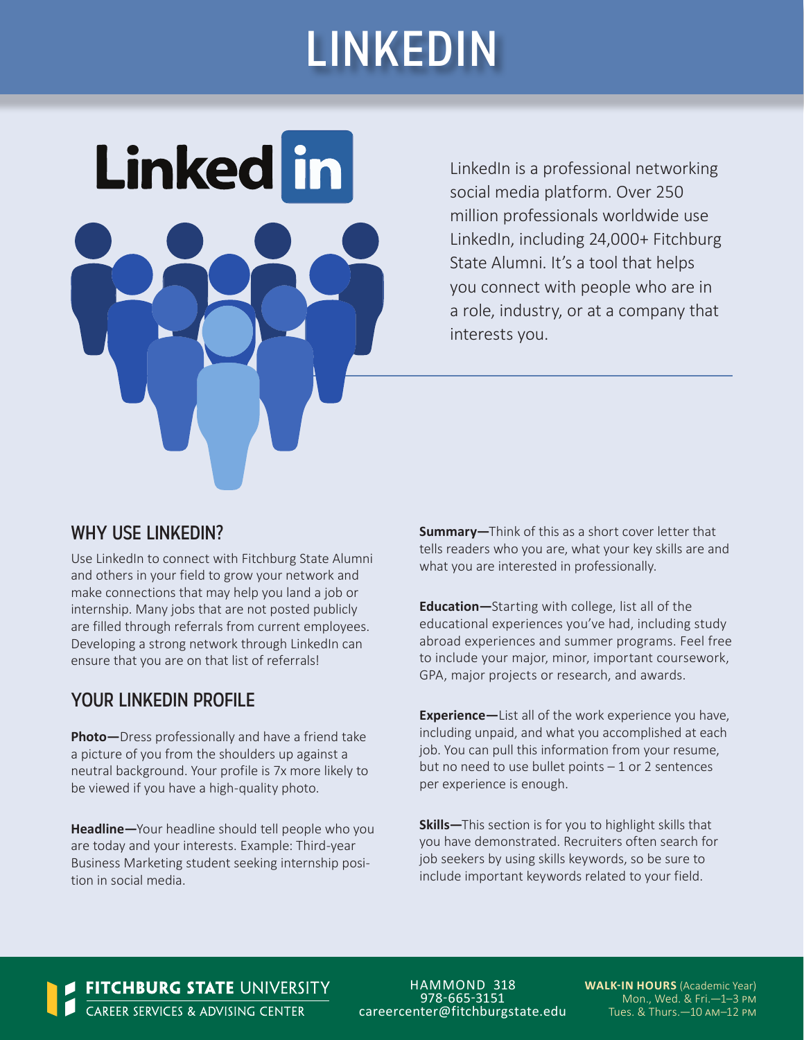# LINKEDIN

LinkedIn is a professional networking social media platform. Over 250 million professionals worldwide use LinkedIn, including 24,000+ Fitchburg State Alumni. It's a tool that helps you connect with people who are in a role, industry, or at a company that interests you.

## WHY USE LINKEDIN?

Use LinkedIn to connect with Fitchburg State Alumni and others in your field to grow your network and make connections that may help you land a job or internship. Many jobs that are not posted publicly are filled through referrals from current employees. Developing a strong network through LinkedIn can ensure that you are on that list of referrals!

## YOUR LINKEDIN PROFILE

**Photo—**Dress professionally and have a friend take a picture of you from the shoulders up against a neutral background. Your profile is 7x more likely to be viewed if you have a high-quality photo.

**Headline—**Your headline should tell people who you are today and your interests. Example: Third-year Business Marketing student seeking internship position in social media.

**Summary—**Think of this as a short cover letter that tells readers who you are, what your key skills are and what you are interested in professionally.

**Education—**Starting with college, list all of the educational experiences you've had, including study abroad experiences and summer programs. Feel free to include your major, minor, important coursework, GPA, major projects or research, and awards.

**Experience—**List all of the work experience you have, including unpaid, and what you accomplished at each job. You can pull this information from your resume, but no need to use bullet points – 1 or 2 sentences per experience is enough.

**Skills—**This section is for you to highlight skills that you have demonstrated. Recruiters often search for job seekers by using skills keywords, so be sure to include important keywords related to your field.

**FITCHBURG STATE** UNIVERSITY
CAREER SERVICES & ADVISING CENTER

HAMMOND 318
978-665-3151
careercenter@fitchburgstate.edu

**WALK-IN HOURS** (Academic Year)
Mon., Wed. & Fri.—1–3 PM
Tues. & Thurs.—10 AM–12 PM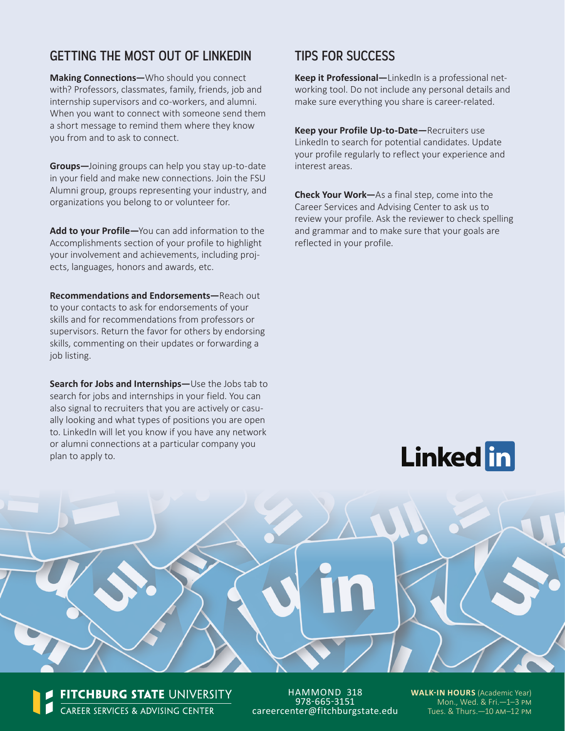## GETTING THE MOST OUT OF LINKEDIN

**Making Connections—**Who should you connect with? Professors, classmates, family, friends, job and internship supervisors and co-workers, and alumni. When you want to connect with someone send them a short message to remind them where they know you from and to ask to connect.

**Groups—**Joining groups can help you stay up-to-date in your field and make new connections. Join the FSU Alumni group, groups representing your industry, and organizations you belong to or volunteer for.

**Add to your Profile—**You can add information to the Accomplishments section of your profile to highlight your involvement and achievements, including projects, languages, honors and awards, etc.

**Recommendations and Endorsements—**Reach out to your contacts to ask for endorsements of your skills and for recommendations from professors or supervisors. Return the favor for others by endorsing skills, commenting on their updates or forwarding a job listing.

**Search for Jobs and Internships—**Use the Jobs tab to search for jobs and internships in your field. You can also signal to recruiters that you are actively or casually looking and what types of positions you are open to. LinkedIn will let you know if you have any network or alumni connections at a particular company you plan to apply to.

## TIPS FOR SUCCESS

**Keep it Professional—**LinkedIn is a professional networking tool. Do not include any personal details and make sure everything you share is career-related.

**Keep your Profile Up-to-Date—**Recruiters use LinkedIn to search for potential candidates. Update your profile regularly to reflect your experience and interest areas.

**Check Your Work—**As a final step, come into the Career Services and Advising Center to ask us to review your profile. Ask the reviewer to check spelling and grammar and to make sure that your goals are reflected in your profile.

**FITCHBURG STATE** UNIVERSITY
CAREER SERVICES & ADVISING CENTER

HAMMOND 318
978-665-3151
careercenter@fitchburgstate.edu

**WALK-IN HOURS** (Academic Year)
Mon., Wed. & Fri.—1–3 PM
Tues. & Thurs.—10 AM–12 PM